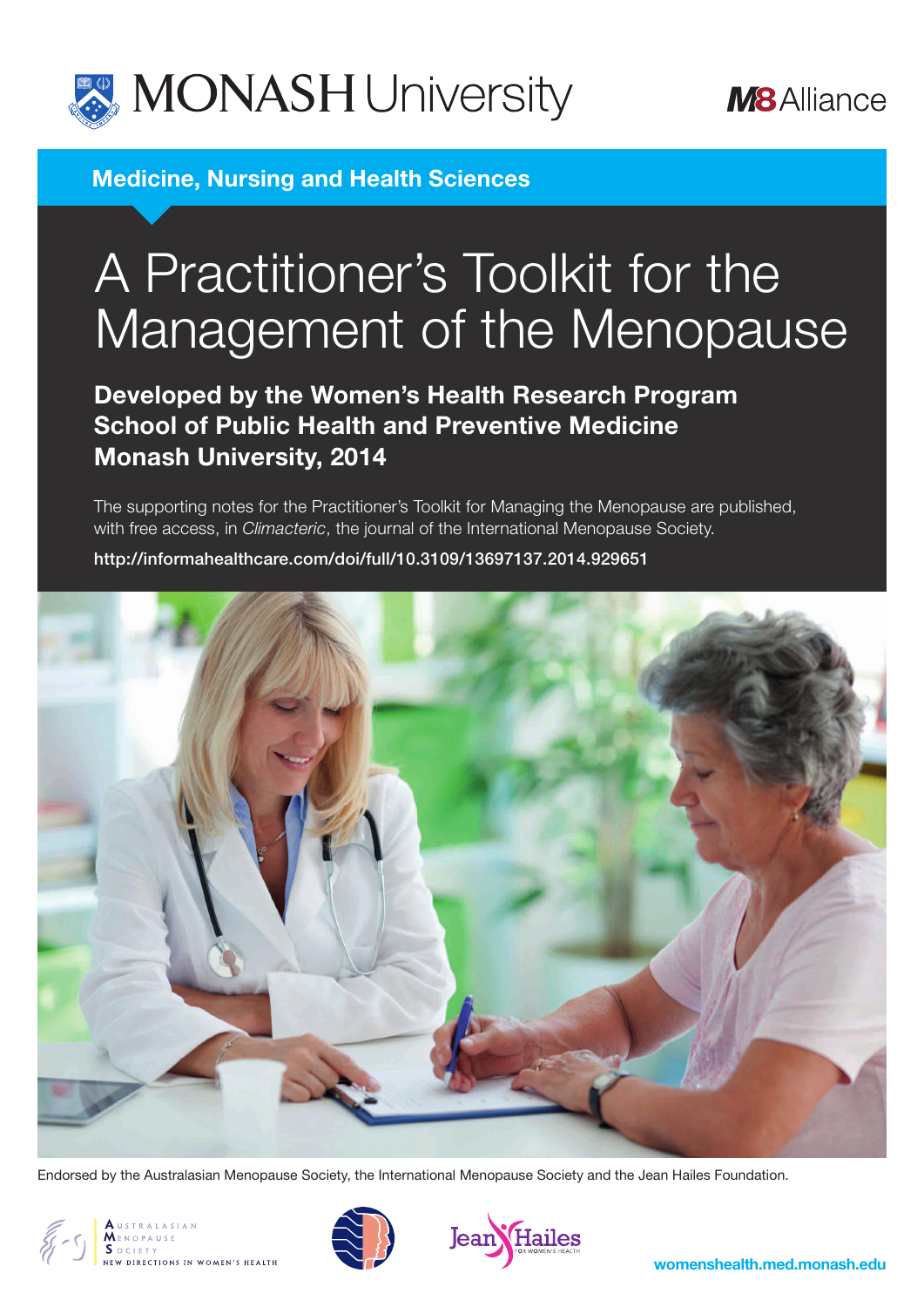MONASH University

M8 Alliance

**Medicine, Nursing and Health Sciences**

# A Practitioner's Toolkit for the Management of the Menopause

**Developed by the Women's Health Research Program**
**School of Public Health and Preventive Medicine**
**Monash University, 2014**

The supporting notes for the Practitioner's Toolkit for Managing the Menopause are published, with free access, in *Climacteric*, the journal of the International Menopause Society.

**http://informahealthcare.com/doi/full/10.3109/13697137.2014.929651**

Endorsed by the Australasian Menopause Society, the International Menopause Society and the Jean Hailes Foundation.

Australasian Menopause Society — New Directions in Women's Health

Jean Hailes for Women's Health

**womenshealth.med.monash.edu**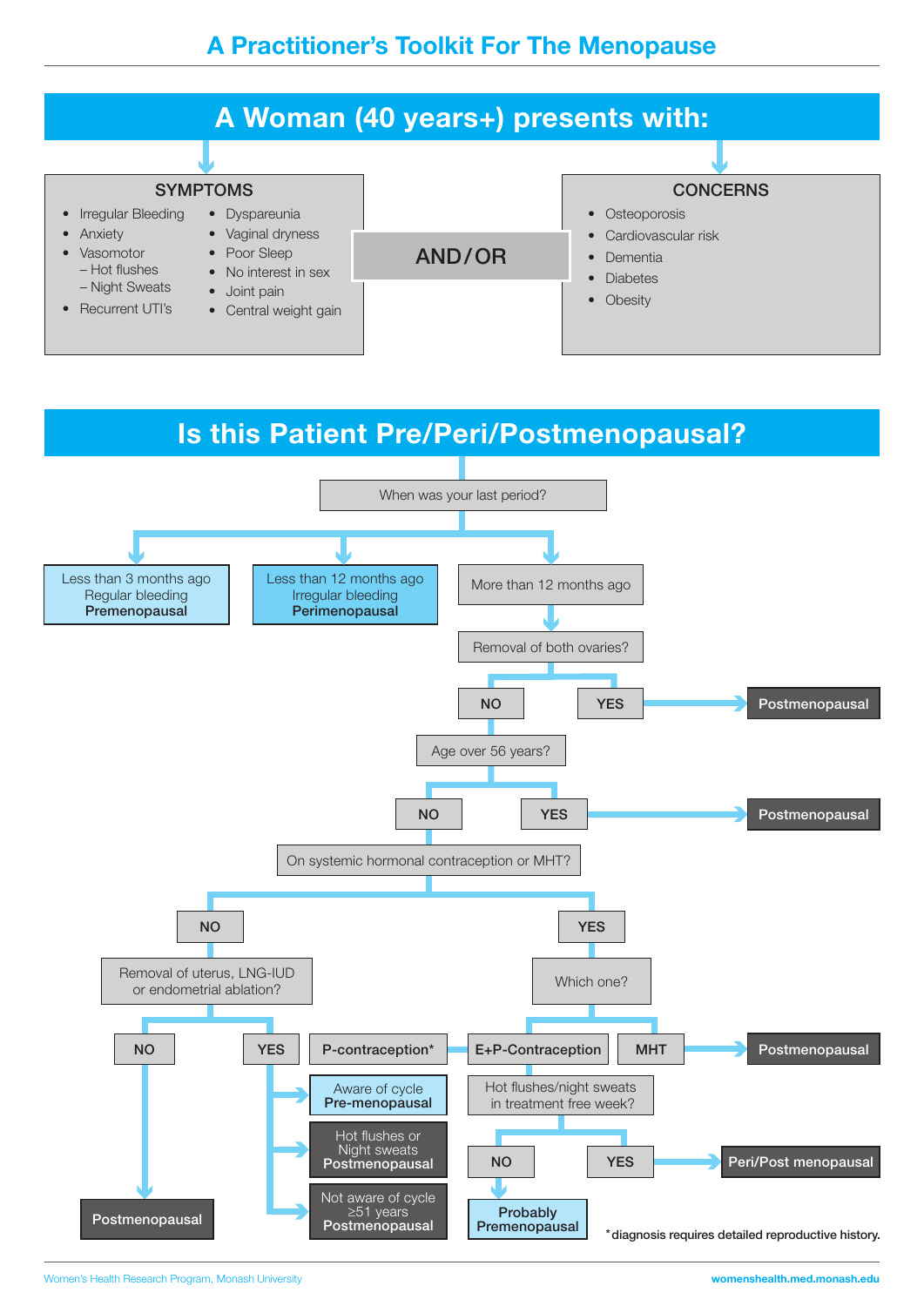# A Practitioner's Toolkit For The Menopause

## A Woman (40 years+) presents with:

### SYMPTOMS

- Irregular Bleeding
- Anxiety
- Vasomotor
  - – Hot flushes
  - – Night Sweats
- Recurrent UTI's
- Dyspareunia
- Vaginal dryness
- Poor Sleep
- No interest in sex
- Joint pain
- Central weight gain

**AND/OR**

### CONCERNS

- Osteoporosis
- Cardiovascular risk
- Dementia
- Diabetes
- Obesity

## Is this Patient Pre/Peri/Postmenopausal?

**When was your last period?**

- Less than 3 months ago, Regular bleeding → **Premenopausal**
- Less than 12 months ago, Irregular bleeding → **Perimenopausal**
- More than 12 months ago → **Removal of both ovaries?**
  - YES → **Postmenopausal**
  - NO → **Age over 56 years?**
    - YES → **Postmenopausal**
    - NO → **On systemic hormonal contraception or MHT?**
      - NO → **Removal of uterus, LNG-IUD or endometrial ablation?**
        - NO → **Postmenopausal**
        - YES →
          - Aware of cycle → **Pre-menopausal**
          - Hot flushes or Night sweats → **Postmenopausal**
          - Not aware of cycle ≥51 years → **Postmenopausal**
      - YES → **Which one?**
        - P-contraception* / E+P-Contraception → **Hot flushes/night sweats in treatment free week?**
          - NO → **Probably Premenopausal**
          - YES → **Peri/Post menopausal**
        - MHT → **Postmenopausal**

*diagnosis requires detailed reproductive history.

Women's Health Research Program, Monash University

womenshealth.med.monash.edu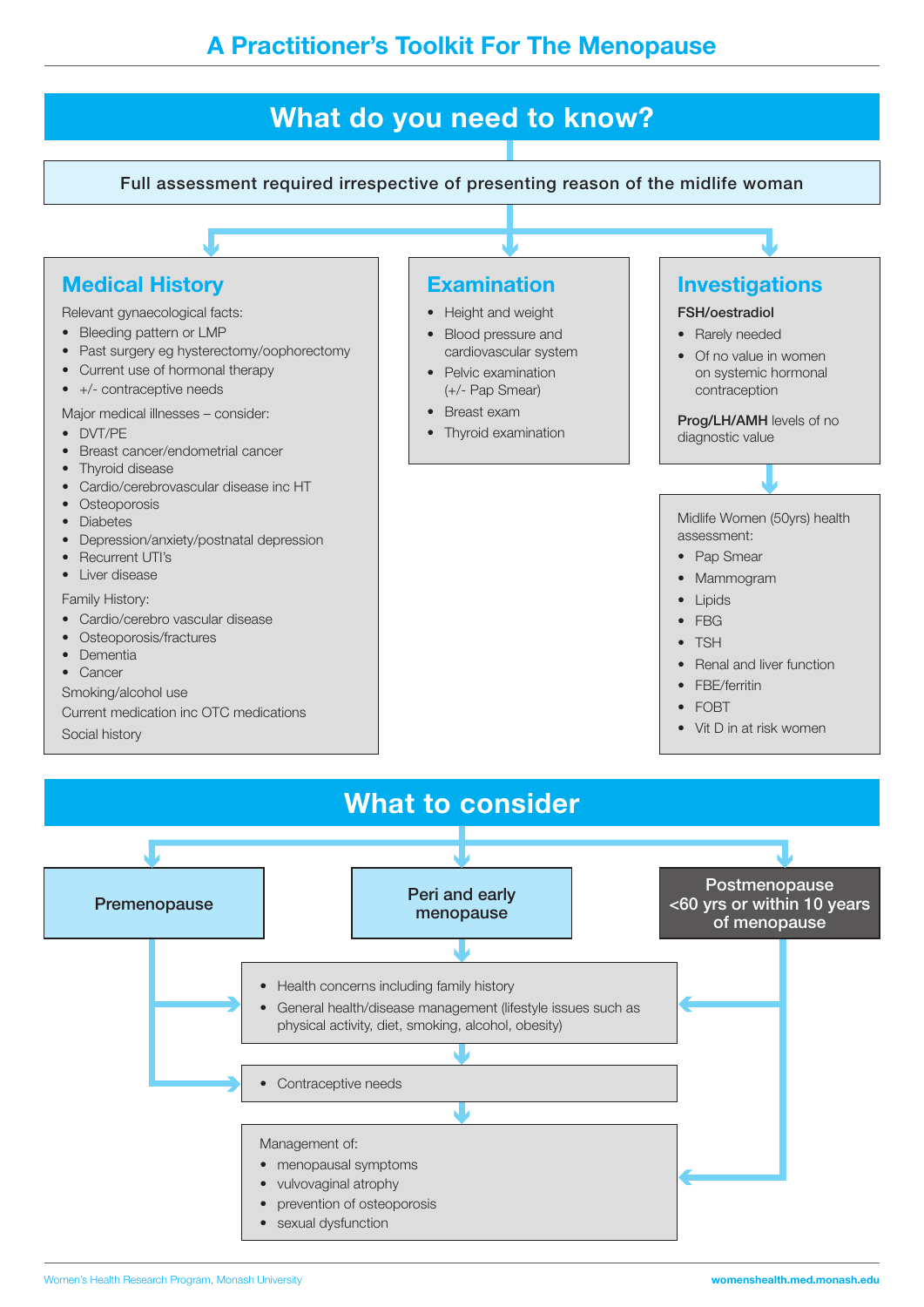# A Practitioner's Toolkit For The Menopause

## What do you need to know?

Full assessment required irrespective of presenting reason of the midlife woman

### Medical History

Relevant gynaecological facts:

- Bleeding pattern or LMP
- Past surgery eg hysterectomy/oophorectomy
- Current use of hormonal therapy
- +/- contraceptive needs

Major medical illnesses – consider:

- DVT/PE
- Breast cancer/endometrial cancer
- Thyroid disease
- Cardio/cerebrovascular disease inc HT
- Osteoporosis
- Diabetes
- Depression/anxiety/postnatal depression
- Recurrent UTI's
- Liver disease

Family History:

- Cardio/cerebro vascular disease
- Osteoporosis/fractures
- Dementia
- Cancer

Smoking/alcohol use

Current medication inc OTC medications

Social history

### Examination

- Height and weight
- Blood pressure and cardiovascular system
- Pelvic examination (+/- Pap Smear)
- Breast exam
- Thyroid examination

### Investigations

**FSH/oestradiol**

- Rarely needed
- Of no value in women on systemic hormonal contraception

**Prog/LH/AMH** levels of no diagnostic value

Midlife Women (50yrs) health assessment:

- Pap Smear
- Mammogram
- Lipids
- FBG
- TSH
- Renal and liver function
- FBE/ferritin
- FOBT
- Vit D in at risk women

## What to consider

**Premenopause** → Health concerns; Contraceptive needs

**Peri and early menopause** → Health concerns; Contraceptive needs; Management

**Postmenopause <60 yrs or within 10 years of menopause** → Health concerns; Management

- Health concerns including family history
- General health/disease management (lifestyle issues such as physical activity, diet, smoking, alcohol, obesity)

---

- Contraceptive needs

---

Management of:

- menopausal symptoms
- vulvovaginal atrophy
- prevention of osteoporosis
- sexual dysfunction

Women's Health Research Program, Monash University

womenshealth.med.monash.edu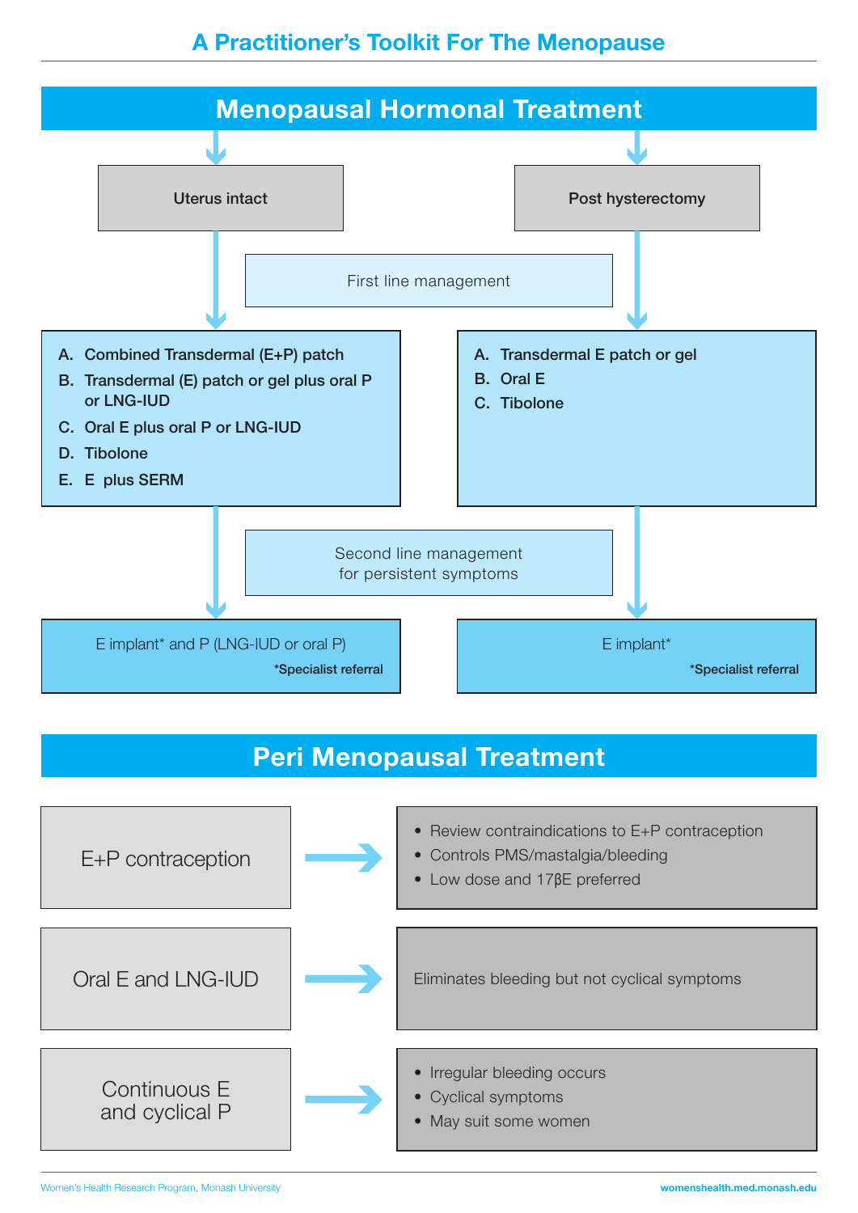# A Practitioner's Toolkit For The Menopause

## Menopausal Hormonal Treatment

### Uterus intact

**First line management**

- A. Combined Transdermal (E+P) patch
- B. Transdermal (E) patch or gel plus oral P or LNG-IUD
- C. Oral E plus oral P or LNG-IUD
- D. Tibolone
- E. E plus SERM

**Second line management for persistent symptoms**

E implant* and P (LNG-IUD or oral P)

*Specialist referral

### Post hysterectomy

**First line management**

- A. Transdermal E patch or gel
- B. Oral E
- C. Tibolone

**Second line management for persistent symptoms**

E implant*

*Specialist referral

## Peri Menopausal Treatment

**E+P contraception** →

- Review contraindications to E+P contraception
- Controls PMS/mastalgia/bleeding
- Low dose and 17βE preferred

**Oral E and LNG-IUD** →

Eliminates bleeding but not cyclical symptoms

**Continuous E and cyclical P** →

- Irregular bleeding occurs
- Cyclical symptoms
- May suit some women

Women's Health Research Program, Monash University womenshealth.med.monash.edu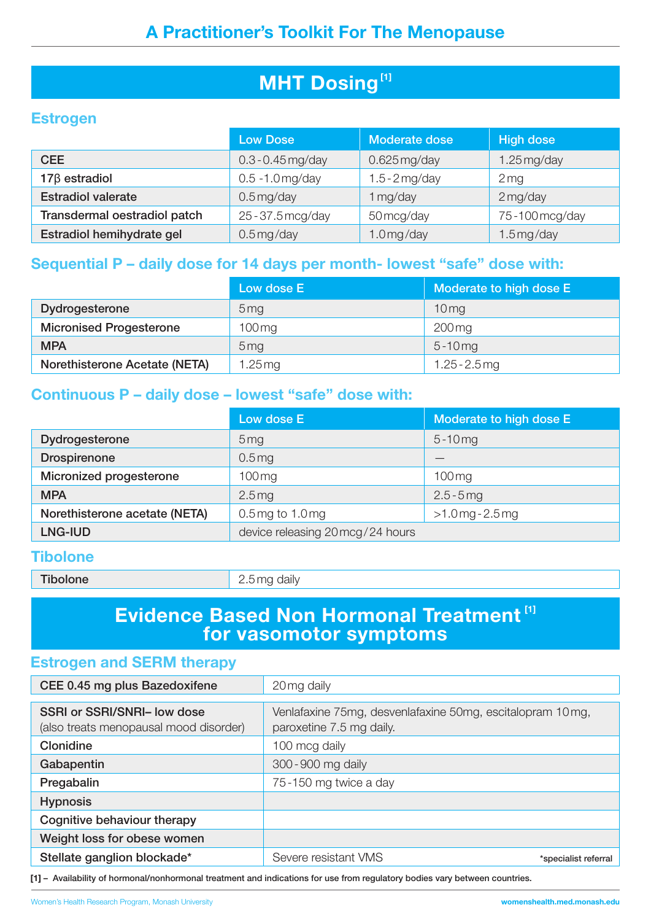# A Practitioner's Toolkit For The Menopause

## MHT Dosing [1]

### Estrogen

| | Low Dose | Moderate dose | High dose |
|---|---|---|---|
| CEE | 0.3 - 0.45 mg/day | 0.625 mg/day | 1.25 mg/day |
| 17β estradiol | 0.5 -1.0 mg/day | 1.5 - 2 mg/day | 2 mg |
| Estradiol valerate | 0.5 mg/day | 1 mg/day | 2 mg/day |
| Transdermal oestradiol patch | 25 - 37.5 mcg/day | 50 mcg/day | 75 - 100 mcg/day |
| Estradiol hemihydrate gel | 0.5 mg/day | 1.0 mg/day | 1.5 mg/day |

### Sequential P – daily dose for 14 days per month- lowest "safe" dose with:

| | Low dose E | Moderate to high dose E |
|---|---|---|
| Dydrogesterone | 5 mg | 10 mg |
| Micronised Progesterone | 100 mg | 200 mg |
| MPA | 5 mg | 5 - 10 mg |
| Norethisterone Acetate (NETA) | 1.25 mg | 1.25 - 2.5 mg |

### Continuous P – daily dose – lowest "safe" dose with:

| | Low dose E | Moderate to high dose E |
|---|---|---|
| Dydrogesterone | 5 mg | 5 - 10 mg |
| Drospirenone | 0.5 mg | — |
| Micronized progesterone | 100 mg | 100 mg |
| MPA | 2.5 mg | 2.5 - 5 mg |
| Norethisterone acetate (NETA) | 0.5 mg to 1.0 mg | >1.0 mg - 2.5 mg |
| LNG-IUD | device releasing 20 mcg / 24 hours | |

### Tibolone

| | |
|---|---|
| Tibolone | 2.5 mg daily |

## Evidence Based Non Hormonal Treatment [1] for vasomotor symptoms

### Estrogen and SERM therapy

| | |
|---|---|
| CEE 0.45 mg plus Bazedoxifene | 20 mg daily |

| | |
|---|---|
| SSRI or SSRI/SNRI– low dose (also treats menopausal mood disorder) | Venlafaxine 75mg, desvenlafaxine 50mg, escitalopram 10 mg, paroxetine 7.5 mg daily. |
| Clonidine | 100 mcg daily |
| Gabapentin | 300 - 900 mg daily |
| Pregabalin | 75 - 150 mg twice a day |
| Hypnosis | |
| Cognitive behaviour therapy | |
| Weight loss for obese women | |
| Stellate ganglion blockade* | Severe resistant VMS *specialist referral |

[1] – Availability of hormonal/nonhormonal treatment and indications for use from regulatory bodies vary between countries.

Women's Health Research Program, Monash University

womenshealth.med.monash.edu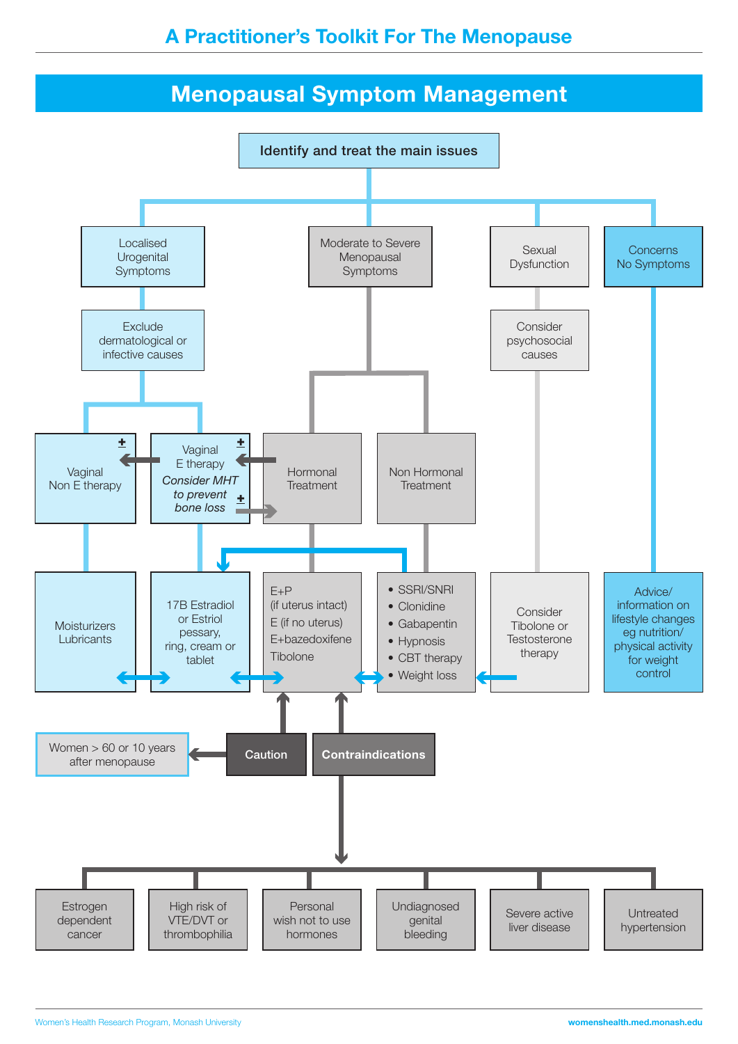# Menopausal Symptom Management

**Identify and treat the main issues**

- **Localised Urogenital Symptoms**
  - Exclude dermatological or infective causes
    - Vaginal Non E therapy ±
      - Moisturizers Lubricants
    - Vaginal E therapy ± *Consider MHT to prevent bone loss* ±
      - 17B Estradiol or Estriol pessary, ring, cream or tablet
- **Moderate to Severe Menopausal Symptoms**
  - Hormonal Treatment
    - E+P (if uterus intact)
    - E (if no uterus)
    - E+bazedoxifene
    - Tibolone
  - Non Hormonal Treatment
    - SSRI/SNRI
    - Clonidine
    - Gabapentin
    - Hypnosis
    - CBT therapy
    - Weight loss
- **Sexual Dysfunction**
  - Consider psychosocial causes
    - Consider Tibolone or Testosterone therapy
- **Concerns No Symptoms**
  - Advice/information on lifestyle changes eg nutrition/physical activity for weight control

**Caution** → Women > 60 or 10 years after menopause

**Contraindications**

- Estrogen dependent cancer
- High risk of VTE/DVT or thrombophilia
- Personal wish not to use hormones
- Undiagnosed genital bleeding
- Severe active liver disease
- Untreated hypertension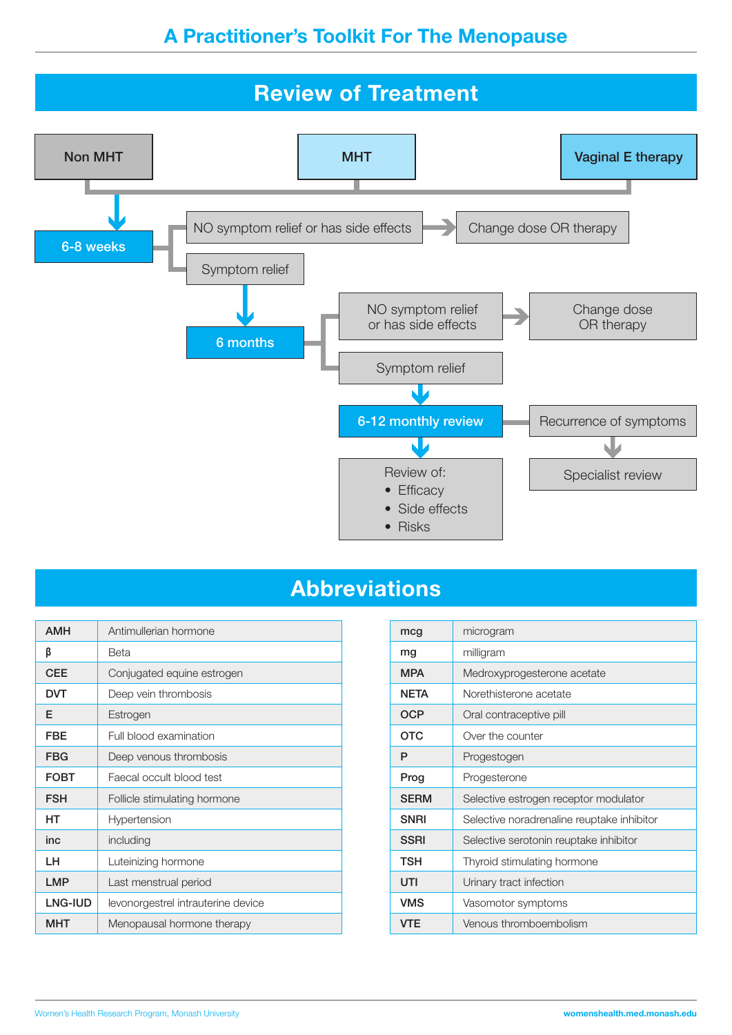## Review of Treatment

Non MHT | MHT | Vaginal E therapy

- **6-8 weeks**
  - NO symptom relief or has side effects → Change dose OR therapy
  - Symptom relief
    - **6 months**
      - NO symptom relief or has side effects → Change dose OR therapy
      - Symptom relief
        - **6-12 monthly review** → Recurrence of symptoms → Specialist review
          - Review of:
            - Efficacy
            - Side effects
            - Risks

## Abbreviations

| | |
|---|---|
| **AMH** | Antimullerian hormone |
| **β** | Beta |
| **CEE** | Conjugated equine estrogen |
| **DVT** | Deep vein thrombosis |
| **E** | Estrogen |
| **FBE** | Full blood examination |
| **FBG** | Deep venous thrombosis |
| **FOBT** | Faecal occult blood test |
| **FSH** | Follicle stimulating hormone |
| **HT** | Hypertension |
| **inc** | including |
| **LH** | Luteinizing hormone |
| **LMP** | Last menstrual period |
| **LNG-IUD** | levonorgestrel intrauterine device |
| **MHT** | Menopausal hormone therapy |
| **mcg** | microgram |
| **mg** | milligram |
| **MPA** | Medroxyprogesterone acetate |
| **NETA** | Norethisterone acetate |
| **OCP** | Oral contraceptive pill |
| **OTC** | Over the counter |
| **P** | Progestogen |
| **Prog** | Progesterone |
| **SERM** | Selective estrogen receptor modulator |
| **SNRI** | Selective noradrenaline reuptake inhibitor |
| **SSRI** | Selective serotonin reuptake inhibitor |
| **TSH** | Thyroid stimulating hormone |
| **UTI** | Urinary tract infection |
| **VMS** | Vasomotor symptoms |
| **VTE** | Venous thromboembolism |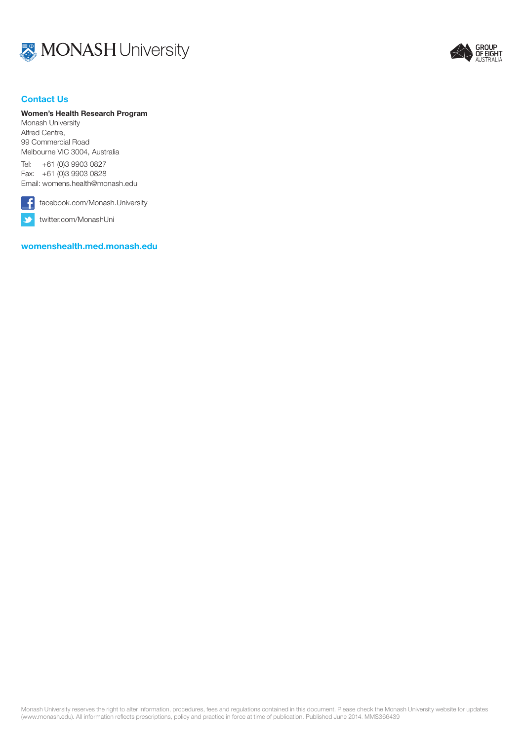MONASH University

GROUP OF EIGHT AUSTRALIA

## Contact Us

**Women's Health Research Program**
Monash University
Alfred Centre,
99 Commercial Road
Melbourne VIC 3004, Australia

Tel: +61 (0)3 9903 0827
Fax: +61 (0)3 9903 0828
Email: womens.health@monash.edu

facebook.com/Monash.University

twitter.com/MonashUni

**womenshealth.med.monash.edu**

Monash University reserves the right to alter information, procedures, fees and regulations contained in this document. Please check the Monash University website for updates (www.monash.edu). All information reflects prescriptions, policy and practice in force at time of publication. Published June 2014. MMS366439